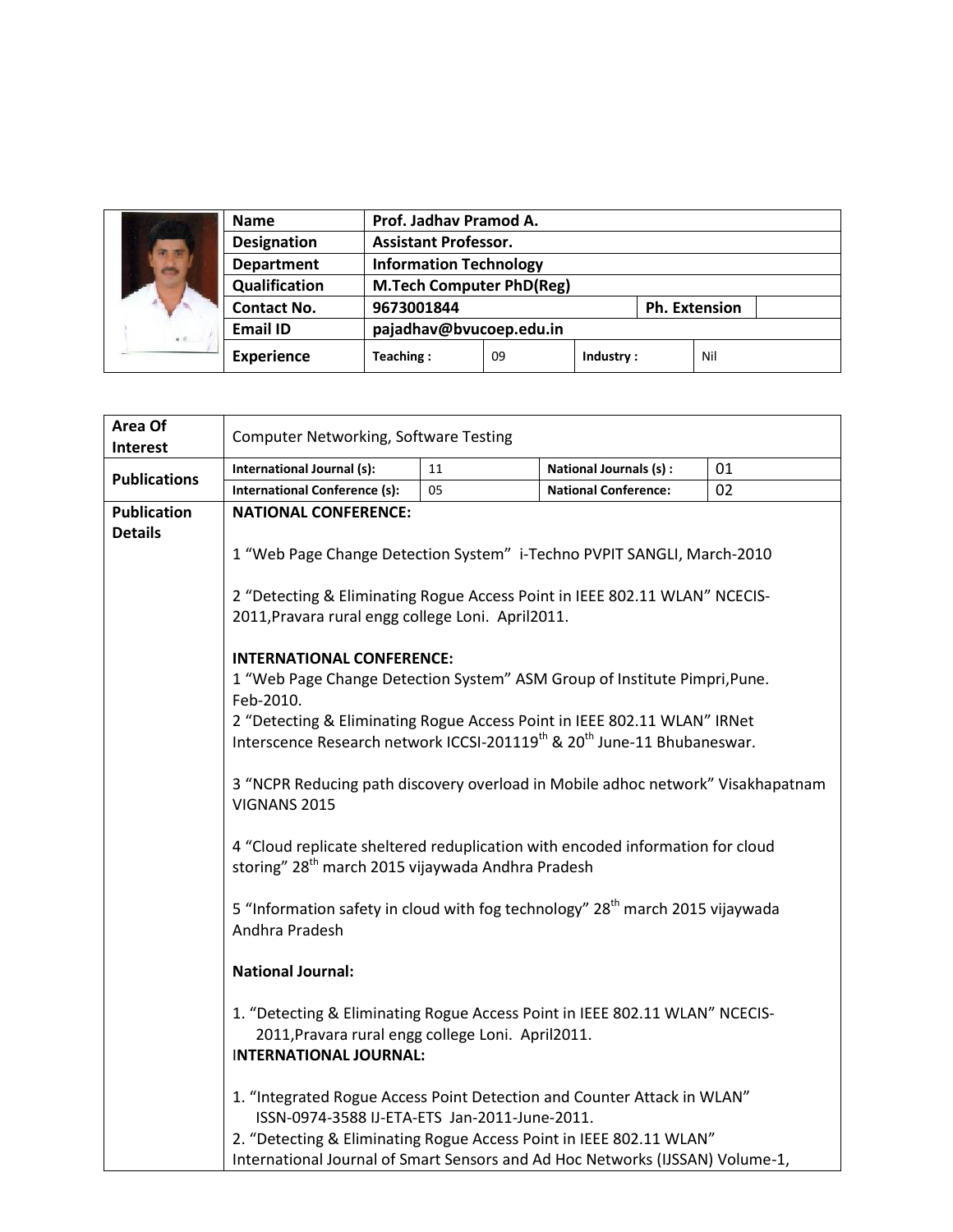| Name | Prof. Jadhav Pramod A. | | | |
|---|---|---|---|---|
| Designation | Assistant Professor. | | | |
| Department | Information Technology | | | |
| Qualification | M.Tech Computer PhD(Reg) | | | |
| Contact No. | 9673001844 | | Ph. Extension | |
| Email ID | pajadhav@bvucoep.edu.in | | | |
| Experience | Teaching : | 09 | Industry : | Nil |

| Area Of Interest | Computer Networking, Software Testing | | | |
|---|---|---|---|---|
| Publications | International Journal (s): | 11 | National Journals (s) : | 01 |
| | International Conference (s): | 05 | National Conference: | 02 |

**Publication Details**

**NATIONAL CONFERENCE:**

1 "Web Page Change Detection System" i-Techno PVPIT SANGLI, March-2010

2 "Detecting & Eliminating Rogue Access Point in IEEE 802.11 WLAN" NCECIS-2011,Pravara rural engg college Loni. April2011.

**INTERNATIONAL CONFERENCE:**

1 "Web Page Change Detection System" ASM Group of Institute Pimpri,Pune. Feb-2010.

2 "Detecting & Eliminating Rogue Access Point in IEEE 802.11 WLAN" IRNet Interscence Research network ICCSI-201119th & 20th June-11 Bhubaneswar.

3 "NCPR Reducing path discovery overload in Mobile adhoc network" Visakhapatnam VIGNANS 2015

4 "Cloud replicate sheltered reduplication with encoded information for cloud storing" 28th march 2015 vijaywada Andhra Pradesh

5 "Information safety in cloud with fog technology" 28th march 2015 vijaywada Andhra Pradesh

**National Journal:**

1. "Detecting & Eliminating Rogue Access Point in IEEE 802.11 WLAN" NCECIS-2011,Pravara rural engg college Loni. April2011.

**INTERNATIONAL JOURNAL:**

1. "Integrated Rogue Access Point Detection and Counter Attack in WLAN" ISSN-0974-3588 IJ-ETA-ETS Jan-2011-June-2011.
2. "Detecting & Eliminating Rogue Access Point in IEEE 802.11 WLAN" International Journal of Smart Sensors and Ad Hoc Networks (IJSSAN) Volume-1,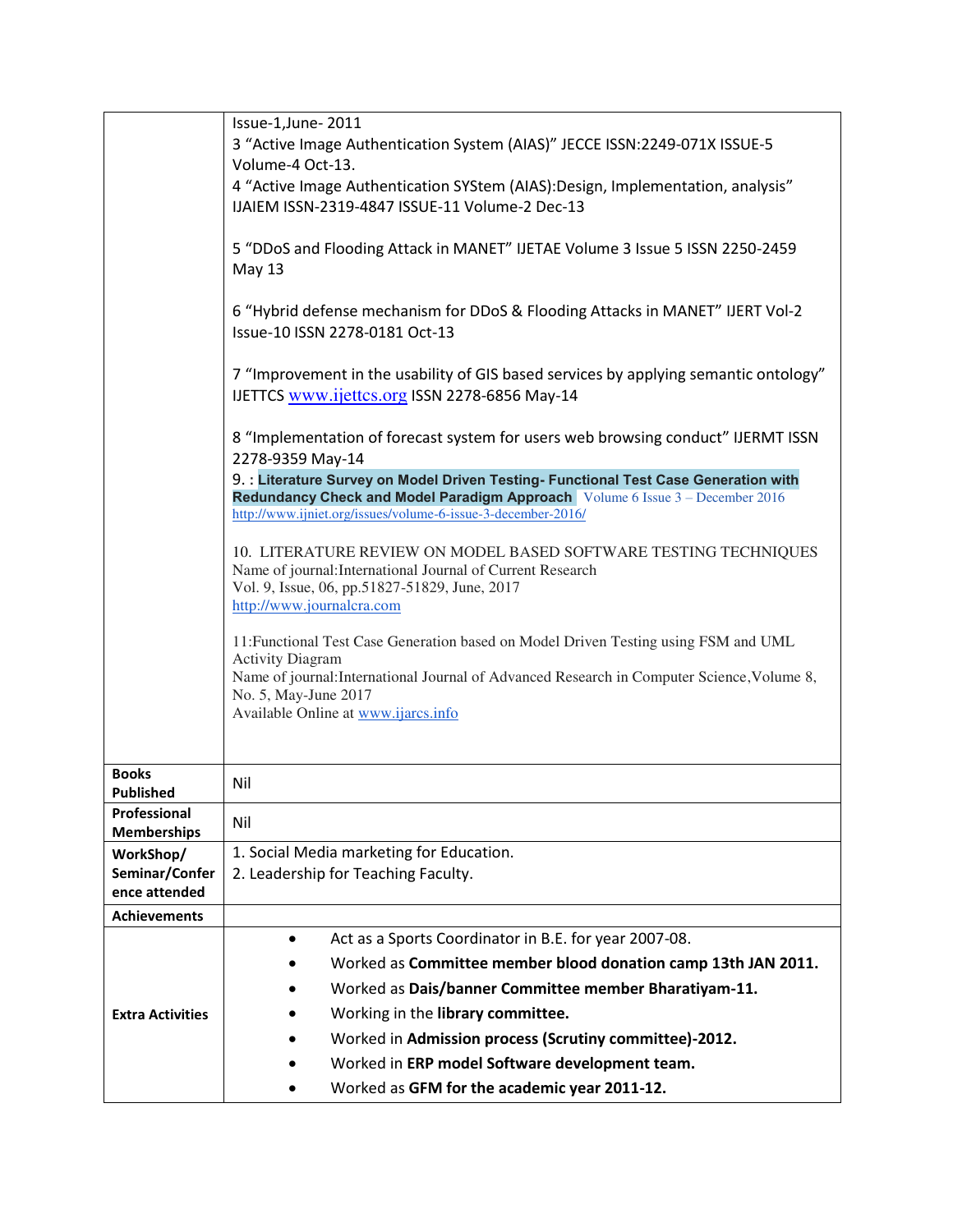| | |
|---|---|
| | Issue-1,June- 2011<br>3 “Active Image Authentication System (AIAS)” JECCE ISSN:2249-071X ISSUE-5 Volume-4 Oct-13.<br>4 “Active Image Authentication SYStem (AIAS):Design, Implementation, analysis” IJAIEM ISSN-2319-4847 ISSUE-11 Volume-2 Dec-13<br><br>5 “DDoS and Flooding Attack in MANET” IJETAE Volume 3 Issue 5 ISSN 2250-2459 May 13<br><br>6 “Hybrid defense mechanism for DDoS & Flooding Attacks in MANET” IJERT Vol-2 Issue-10 ISSN 2278-0181 Oct-13<br><br>7 “Improvement in the usability of GIS based services by applying semantic ontology” IJETTCS www.ijettcs.org ISSN 2278-6856 May-14<br><br>8 “Implementation of forecast system for users web browsing conduct” IJERMT ISSN 2278-9359 May-14<br>9. : **Literature Survey on Model Driven Testing- Functional Test Case Generation with Redundancy Check and Model Paradigm Approach** Volume 6 Issue 3 – December 2016 http://www.ijniet.org/issues/volume-6-issue-3-december-2016/<br><br>10. LITERATURE REVIEW ON MODEL BASED SOFTWARE TESTING TECHNIQUES<br>Name of journal:International Journal of Current Research<br>Vol. 9, Issue, 06, pp.51827-51829, June, 2017<br>http://www.journalcra.com<br><br>11:Functional Test Case Generation based on Model Driven Testing using FSM and UML Activity Diagram<br>Name of journal:International Journal of Advanced Research in Computer Science,Volume 8, No. 5, May-June 2017<br>Available Online at www.ijarcs.info |
| **Books Published** | Nil |
| **Professional Memberships** | Nil |
| **WorkShop/ Seminar/Conference attended** | 1. Social Media marketing for Education.<br>2. Leadership for Teaching Faculty. |
| **Achievements** | |
| **Extra Activities** | • Act as a Sports Coordinator in B.E. for year 2007-08.<br>• Worked as **Committee member blood donation camp 13th JAN 2011.**<br>• Worked as **Dais/banner Committee member Bharatiyam-11.**<br>• Working in the **library committee.**<br>• Worked in **Admission process (Scrutiny committee)-2012.**<br>• Worked in **ERP model Software development team.**<br>• Worked as **GFM for the academic year 2011-12.** |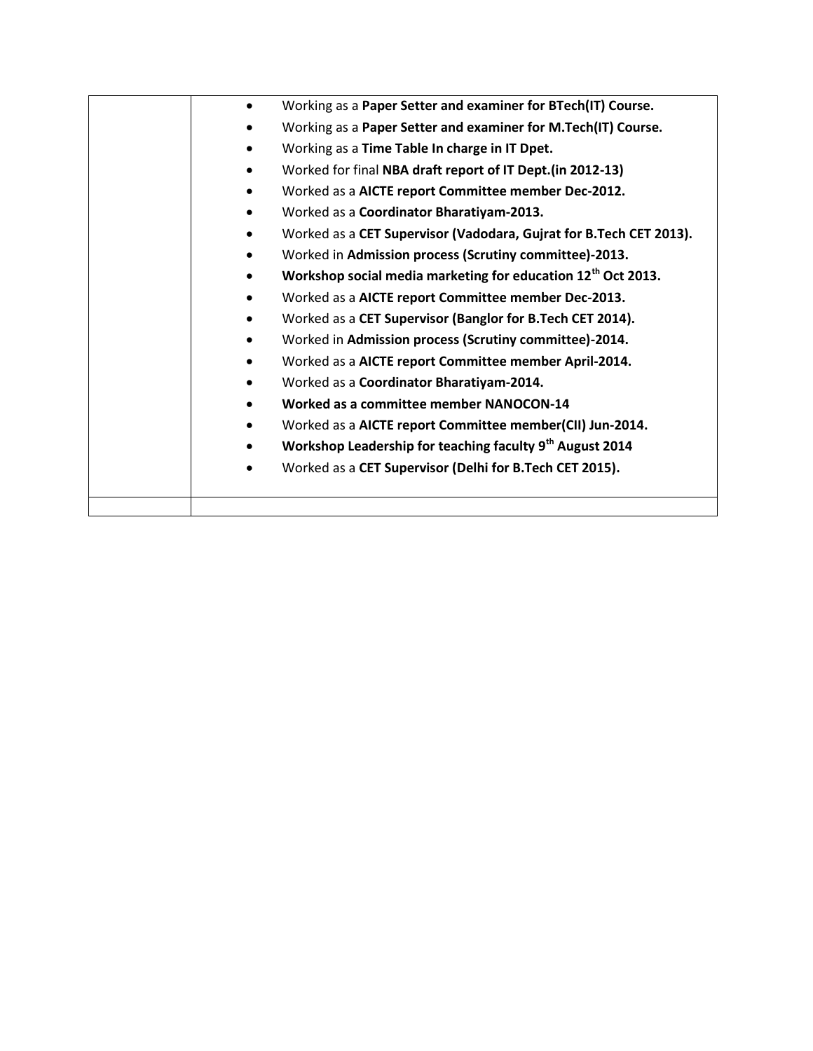| | |
|---|---|
| | • Working as a **Paper Setter and examiner for BTech(IT) Course.**<br>• Working as a **Paper Setter and examiner for M.Tech(IT) Course.**<br>• Working as a **Time Table In charge in IT Dpet.**<br>• Worked for final **NBA draft report of IT Dept.(in 2012-13)**<br>• Worked as a **AICTE report Committee member Dec-2012.**<br>• Worked as a **Coordinator Bharatiyam-2013.**<br>• Worked as a **CET Supervisor (Vadodara, Gujrat for B.Tech CET 2013).**<br>• Worked in **Admission process (Scrutiny committee)-2013.**<br>• **Workshop social media marketing for education 12th Oct 2013.**<br>• Worked as a **AICTE report Committee member Dec-2013.**<br>• Worked as a **CET Supervisor (Banglor for B.Tech CET 2014).**<br>• Worked in **Admission process (Scrutiny committee)-2014.**<br>• Worked as a **AICTE report Committee member April-2014.**<br>• Worked as a **Coordinator Bharatiyam-2014.**<br>• **Worked as a committee member NANOCON-14**<br>• Worked as a **AICTE report Committee member(CII) Jun-2014.**<br>• **Workshop Leadership for teaching faculty 9th August 2014**<br>• Worked as a **CET Supervisor (Delhi for B.Tech CET 2015).** |
| | |